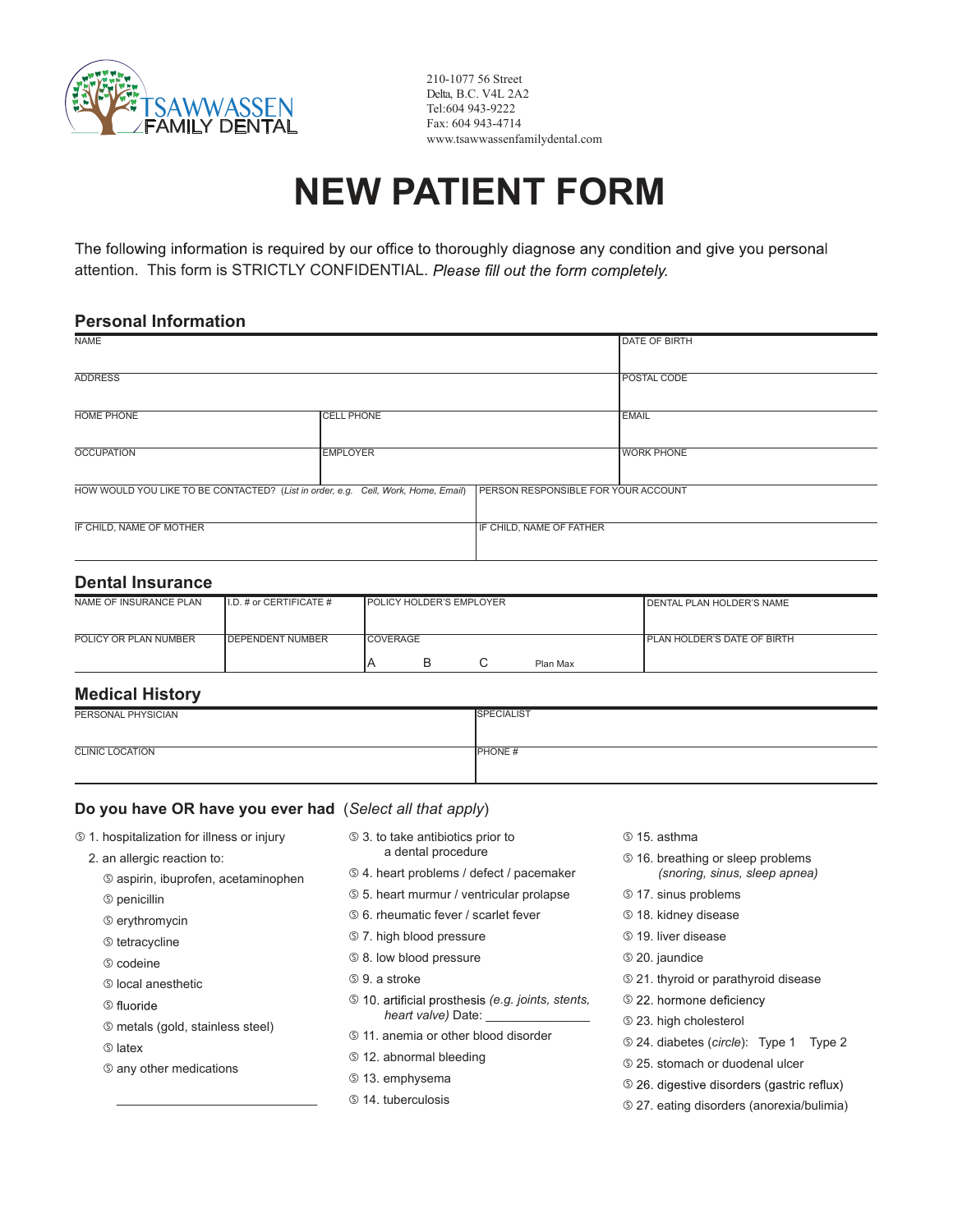TSAWWASSEN FAMILY DENTAL

210-1077 56 Street
Delta, B.C. V4L 2A2
Tel:604 943-9222
Fax: 604 943-4714
www.tsawwassenfamilydental.com

# NEW PATIENT FORM

The following information is required by our office to thoroughly diagnose any condition and give you personal attention. This form is STRICTLY CONFIDENTIAL. *Please fill out the form completely.*

## Personal Information

| NAME | | DATE OF BIRTH |
|---|---|---|
| ADDRESS | | POSTAL CODE |
| HOME PHONE | CELL PHONE | EMAIL |
| OCCUPATION | EMPLOYER | WORK PHONE |

| HOW WOULD YOU LIKE TO BE CONTACTED? (*List in order, e.g. Cell, Work, Home, Email*) | PERSON RESPONSIBLE FOR YOUR ACCOUNT |
|---|---|
| IF CHILD, NAME OF MOTHER | IF CHILD, NAME OF FATHER |

## Dental Insurance

| NAME OF INSURANCE PLAN | I.D. # or CERTIFICATE # | POLICY HOLDER'S EMPLOYER | DENTAL PLAN HOLDER'S NAME |
|---|---|---|---|
| POLICY OR PLAN NUMBER | DEPENDENT NUMBER | COVERAGE<br>A B C Plan Max | PLAN HOLDER'S DATE OF BIRTH |

## Medical History

| PERSONAL PHYSICIAN | SPECIALIST |
|---|---|
| CLINIC LOCATION | PHONE # |

### Do you have OR have you ever had (*Select all that apply*)

- ⑤ 1. hospitalization for illness or injury
- 2. an allergic reaction to:
  - ⑤ aspirin, ibuprofen, acetaminophen
  - ⑤ penicillin
  - ⑤ erythromycin
  - ⑤ tetracycline
  - ⑤ codeine
  - ⑤ local anesthetic
  - ⑤ fluoride
  - ⑤ metals (gold, stainless steel)
  - ⑤ latex
  - ⑤ any other medications

    ______________________________
- ⑤ 3. to take antibiotics prior to a dental procedure
- ⑤ 4. heart problems / defect / pacemaker
- ⑤ 5. heart murmur / ventricular prolapse
- ⑤ 6. rheumatic fever / scarlet fever
- ⑤ 7. high blood pressure
- ⑤ 8. low blood pressure
- ⑤ 9. a stroke
- ⑤ 10. artificial prosthesis (*e.g. joints, stents, heart valve*) Date: ______________
- ⑤ 11. anemia or other blood disorder
- ⑤ 12. abnormal bleeding
- ⑤ 13. emphysema
- ⑤ 14. tuberculosis
- ⑤ 15. asthma
- ⑤ 16. breathing or sleep problems (*snoring, sinus, sleep apnea*)
- ⑤ 17. sinus problems
- ⑤ 18. kidney disease
- ⑤ 19. liver disease
- ⑤ 20. jaundice
- ⑤ 21. thyroid or parathyroid disease
- ⑤ 22. hormone deficiency
- ⑤ 23. high cholesterol
- ⑤ 24. diabetes (*circle*): Type 1 Type 2
- ⑤ 25. stomach or duodenal ulcer
- ⑤ 26. digestive disorders (gastric reflux)
- ⑤ 27. eating disorders (anorexia/bulimia)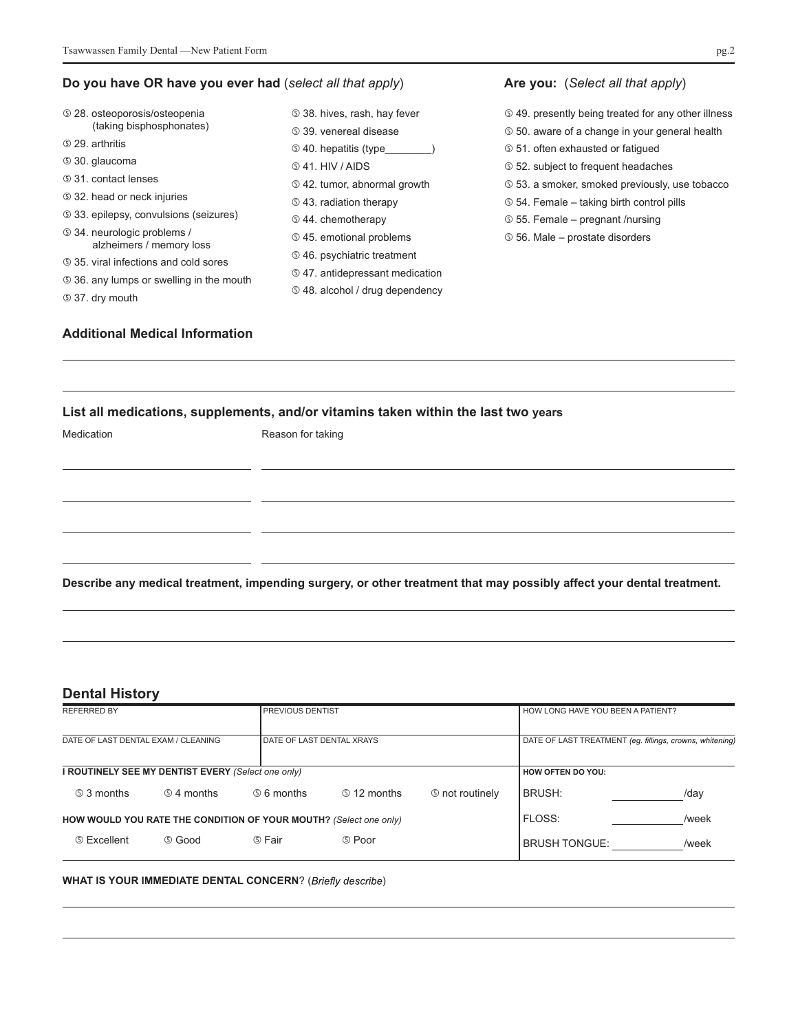## Do you have OR have you ever had (*select all that apply*)

- ⑤ 28. osteoporosis/osteopenia (taking bisphosphonates)
- ⑤ 29. arthritis
- ⑤ 30. glaucoma
- ⑤ 31. contact lenses
- ⑤ 32. head or neck injuries
- ⑤ 33. epilepsy, convulsions (seizures)
- ⑤ 34. neurologic problems / alzheimers / memory loss
- ⑤ 35. viral infections and cold sores
- ⑤ 36. any lumps or swelling in the mouth
- ⑤ 37. dry mouth
- ⑤ 38. hives, rash, hay fever
- ⑤ 39. venereal disease
- ⑤ 40. hepatitis (type________)
- ⑤ 41. HIV / AIDS
- ⑤ 42. tumor, abnormal growth
- ⑤ 43. radiation therapy
- ⑤ 44. chemotherapy
- ⑤ 45. emotional problems
- ⑤ 46. psychiatric treatment
- ⑤ 47. antidepressant medication
- ⑤ 48. alcohol / drug dependency

## Are you: (*Select all that apply*)

- ⑤ 49. presently being treated for any other illness
- ⑤ 50. aware of a change in your general health
- ⑤ 51. often exhausted or fatigued
- ⑤ 52. subject to frequent headaches
- ⑤ 53. a smoker, smoked previously, use tobacco
- ⑤ 54. Female – taking birth control pills
- ⑤ 55. Female – pregnant /nursing
- ⑤ 56. Male – prostate disorders

### Additional Medical Information

______________________________________________

______________________________________________

### List all medications, supplements, and/or vitamins taken within the last two years

| Medication | Reason for taking |
|---|---|
| | |
| | |
| | |
| | |

**Describe any medical treatment, impending surgery, or other treatment that may possibly affect your dental treatment.**

______________________________________________

______________________________________________

## Dental History

| REFERRED BY | PREVIOUS DENTIST | HOW LONG HAVE YOU BEEN A PATIENT? |
|---|---|---|
| | | |
| DATE OF LAST DENTAL EXAM / CLEANING | DATE OF LAST DENTAL XRAYS | DATE OF LAST TREATMENT *(eg. fillings, crowns, whitening)* |
| | | |

**I ROUTINELY SEE MY DENTIST EVERY** *(Select one only)*

⑤ 3 months ⑤ 4 months ⑤ 6 months ⑤ 12 months ⑤ not routinely

**HOW WOULD YOU RATE THE CONDITION OF YOUR MOUTH?** *(Select one only)*

⑤ Excellent ⑤ Good ⑤ Fair ⑤ Poor

**HOW OFTEN DO YOU:**

BRUSH: __________/day

FLOSS: __________/week

BRUSH TONGUE: __________/week

**WHAT IS YOUR IMMEDIATE DENTAL CONCERN?** (*Briefly describe*)

______________________________________________

______________________________________________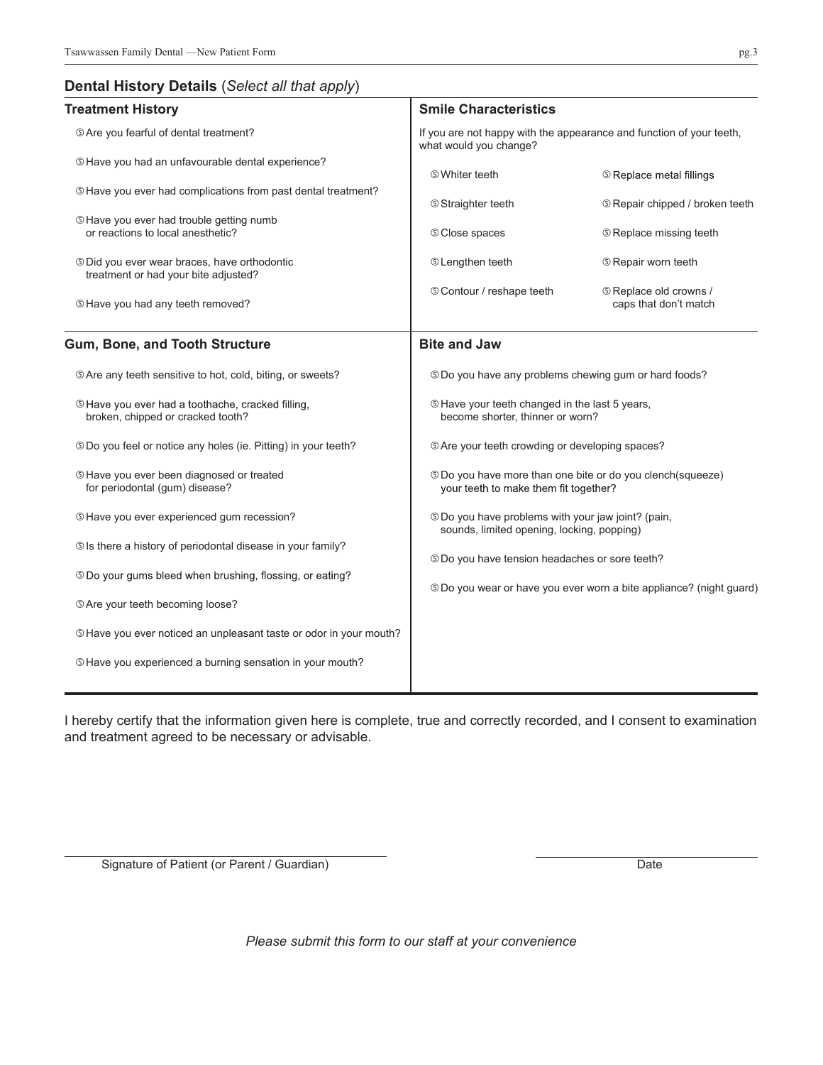## Dental History Details (*Select all that apply*)

### Treatment History

- ⑤ Are you fearful of dental treatment?
- ⑤ Have you had an unfavourable dental experience?
- ⑤ Have you ever had complications from past dental treatment?
- ⑤ Have you ever had trouble getting numb or reactions to local anesthetic?
- ⑤ Did you ever wear braces, have orthodontic treatment or had your bite adjusted?
- ⑤ Have you had any teeth removed?

### Smile Characteristics

If you are not happy with the appearance and function of your teeth, what would you change?

- ⑤ Whiter teeth
- ⑤ Replace metal fillings
- ⑤ Straighter teeth
- ⑤ Repair chipped / broken teeth
- ⑤ Close spaces
- ⑤ Replace missing teeth
- ⑤ Lengthen teeth
- ⑤ Repair worn teeth
- ⑤ Contour / reshape teeth
- ⑤ Replace old crowns / caps that don't match

### Gum, Bone, and Tooth Structure

- ⑤ Are any teeth sensitive to hot, cold, biting, or sweets?
- ⑤ Have you ever had a toothache, cracked filling, broken, chipped or cracked tooth?
- ⑤ Do you feel or notice any holes (ie. Pitting) in your teeth?
- ⑤ Have you ever been diagnosed or treated for periodontal (gum) disease?
- ⑤ Have you ever experienced gum recession?
- ⑤ Is there a history of periodontal disease in your family?
- ⑤ Do your gums bleed when brushing, flossing, or eating?
- ⑤ Are your teeth becoming loose?
- ⑤ Have you ever noticed an unpleasant taste or odor in your mouth?
- ⑤ Have you experienced a burning sensation in your mouth?

### Bite and Jaw

- ⑤ Do you have any problems chewing gum or hard foods?
- ⑤ Have your teeth changed in the last 5 years, become shorter, thinner or worn?
- ⑤ Are your teeth crowding or developing spaces?
- ⑤ Do you have more than one bite or do you clench(squeeze) your teeth to make them fit together?
- ⑤ Do you have problems with your jaw joint? (pain, sounds, limited opening, locking, popping)
- ⑤ Do you have tension headaches or sore teeth?
- ⑤ Do you wear or have you ever worn a bite appliance? (night guard)

I hereby certify that the information given here is complete, true and correctly recorded, and I consent to examination and treatment agreed to be necessary or advisable.

Signature of Patient (or Parent / Guardian)

Date

*Please submit this form to our staff at your convenience*